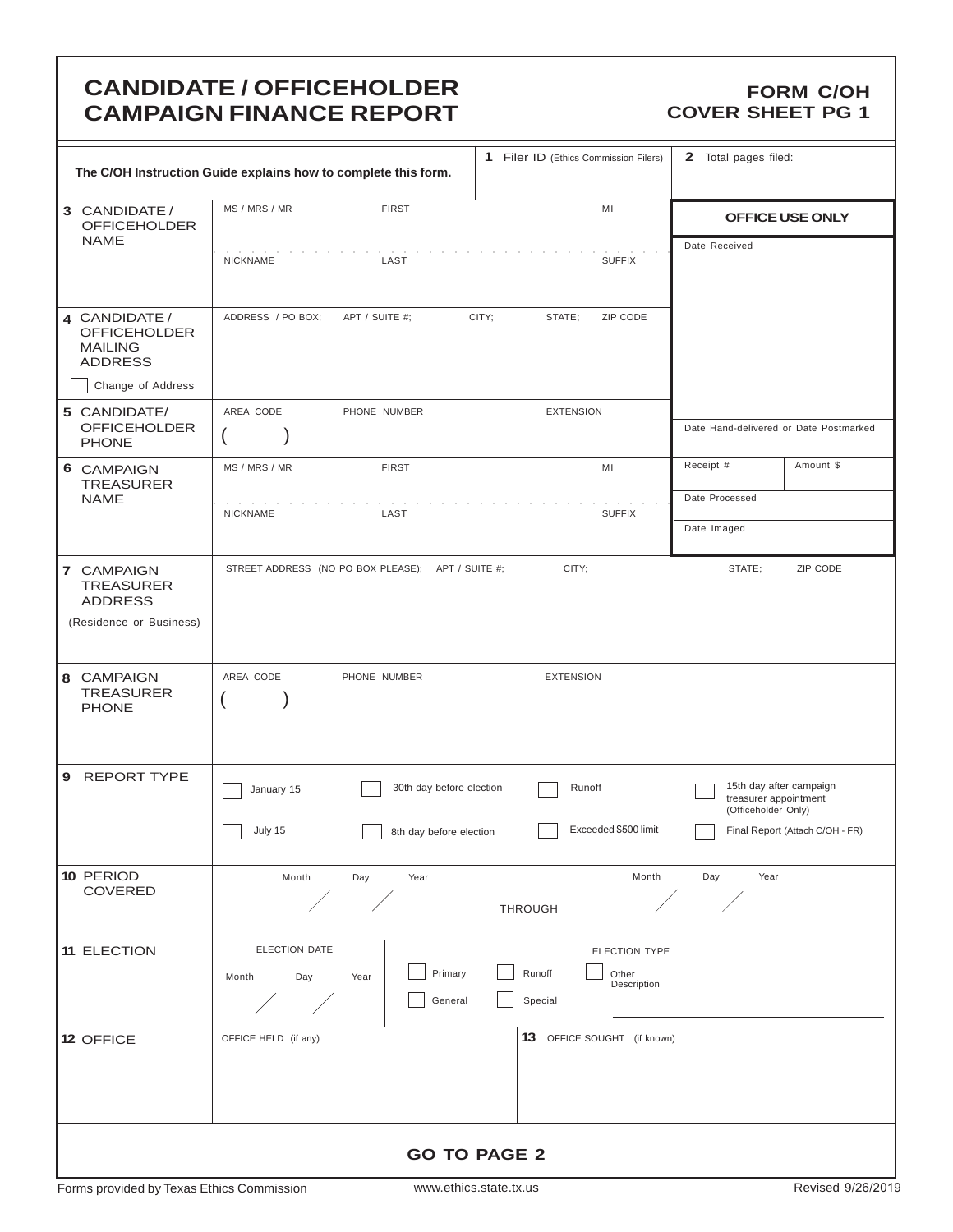# CANDIDATE / OFFICEHOLDER CAMPAIGN FINANCE REPORT

## FORM C/OH COVER SHEET PG 1

| The C/OH Instruction Guide explains how to complete this form. | 1 Filer ID (Ethics Commission Filers) | 2 Total pages filed: |
|---|---|---|

| | | OFFICE USE ONLY |
|---|---|---|
| **3** CANDIDATE / OFFICEHOLDER NAME | MS / MRS / MR · FIRST · MI<br>NICKNAME · LAST · SUFFIX | Date Received |
| **4** CANDIDATE / OFFICEHOLDER MAILING ADDRESS<br>☐ Change of Address | ADDRESS / PO BOX; · APT / SUITE #; · CITY; · STATE; · ZIP CODE | |
| **5** CANDIDATE/ OFFICEHOLDER PHONE | AREA CODE · PHONE NUMBER · EXTENSION<br>( ) | Date Hand-delivered or Date Postmarked |
| **6** CAMPAIGN TREASURER NAME | MS / MRS / MR · FIRST · MI<br>NICKNAME · LAST · SUFFIX | Receipt # · Amount $<br>Date Processed<br>Date Imaged |

| | |
|---|---|
| **7** CAMPAIGN TREASURER ADDRESS (Residence or Business) | STREET ADDRESS (NO PO BOX PLEASE); · APT / SUITE #; · CITY; · STATE; · ZIP CODE |
| **8** CAMPAIGN TREASURER PHONE | AREA CODE · PHONE NUMBER · EXTENSION<br>( ) |
| **9** REPORT TYPE | ☐ January 15 · ☐ 30th day before election · ☐ Runoff · ☐ 15th day after campaign treasurer appointment (Officeholder Only)<br>☐ July 15 · ☐ 8th day before election · ☐ Exceeded $500 limit · ☐ Final Report (Attach C/OH - FR) |
| **10** PERIOD COVERED | Month / Day / Year THROUGH Month / Day / Year |
| **11** ELECTION | ELECTION DATE: Month / Day / Year<br>ELECTION TYPE: ☐ Primary · ☐ Runoff · ☐ Other Description ______<br>☐ General · ☐ Special |
| **12** OFFICE | OFFICE HELD (if any) · **13** OFFICE SOUGHT (if known) |

**GO TO PAGE 2**

Forms provided by Texas Ethics Commission · www.ethics.state.tx.us · Revised 9/26/2019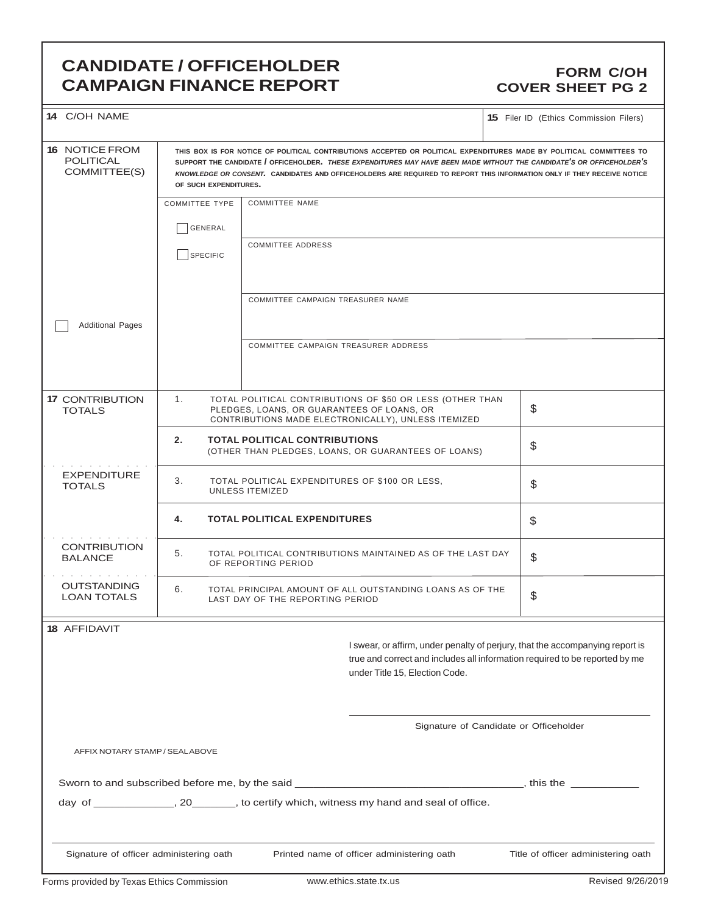# CANDIDATE / OFFICEHOLDER CAMPAIGN FINANCE REPORT

## FORM C/OH COVER SHEET PG 2

| **14** C/OH NAME | | | **15** Filer ID (Ethics Commission Filers) |
|---|---|---|---|
| | | | |

**16** NOTICE FROM POLITICAL COMMITTEE(S)

THIS BOX IS FOR NOTICE OF POLITICAL CONTRIBUTIONS ACCEPTED OR POLITICAL EXPENDITURES MADE BY POLITICAL COMMITTEES TO SUPPORT THE CANDIDATE / OFFICEHOLDER. *THESE EXPENDITURES MAY HAVE BEEN MADE WITHOUT THE CANDIDATE'S OR OFFICEHOLDER'S KNOWLEDGE OR CONSENT.* CANDIDATES AND OFFICEHOLDERS ARE REQUIRED TO REPORT THIS INFORMATION ONLY IF THEY RECEIVE NOTICE OF SUCH EXPENDITURES.

| COMMITTEE TYPE | |
|---|---|
| ☐ GENERAL | COMMITTEE NAME |
| ☐ SPECIFIC | COMMITTEE ADDRESS |
| | COMMITTEE CAMPAIGN TREASURER NAME |
| | COMMITTEE CAMPAIGN TREASURER ADDRESS |

☐ Additional Pages

| | | | |
|---|---|---|---|
| **17** CONTRIBUTION TOTALS | 1. | TOTAL POLITICAL CONTRIBUTIONS OF $50 OR LESS (OTHER THAN PLEDGES, LOANS, OR GUARANTEES OF LOANS, OR CONTRIBUTIONS MADE ELECTRONICALLY), UNLESS ITEMIZED | $ |
| | **2.** | **TOTAL POLITICAL CONTRIBUTIONS** (OTHER THAN PLEDGES, LOANS, OR GUARANTEES OF LOANS) | $ |
| EXPENDITURE TOTALS | 3. | TOTAL POLITICAL EXPENDITURES OF $100 OR LESS, UNLESS ITEMIZED | $ |
| | **4.** | **TOTAL POLITICAL EXPENDITURES** | $ |
| CONTRIBUTION BALANCE | 5. | TOTAL POLITICAL CONTRIBUTIONS MAINTAINED AS OF THE LAST DAY OF REPORTING PERIOD | $ |
| OUTSTANDING LOAN TOTALS | 6. | TOTAL PRINCIPAL AMOUNT OF ALL OUTSTANDING LOANS AS OF THE LAST DAY OF THE REPORTING PERIOD | $ |

**18** AFFIDAVIT

I swear, or affirm, under penalty of perjury, that the accompanying report is true and correct and includes all information required to be reported by me under Title 15, Election Code.

_______________________________________
Signature of Candidate or Officeholder

AFFIX NOTARY STAMP / SEALABOVE

Sworn to and subscribed before me, by the said ____________________________, this the __________ day of ____________, 20______, to certify which, witness my hand and seal of office.

| Signature of officer administering oath | Printed name of officer administering oath | Title of officer administering oath |
|---|---|---|

Forms provided by Texas Ethics Commission    www.ethics.state.tx.us    Revised 9/26/2019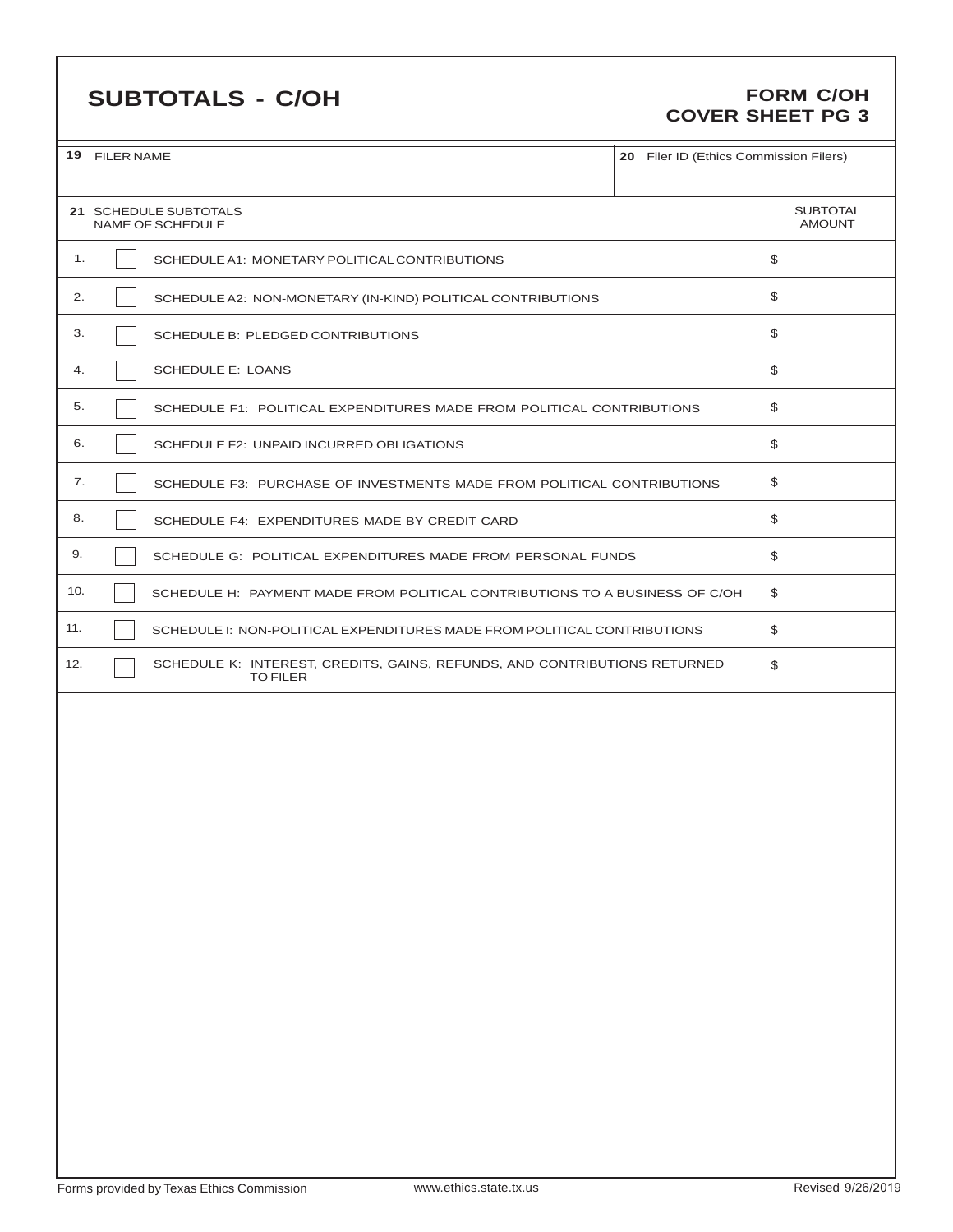# SUBTOTALS - C/OH

**FORM C/OH**
**COVER SHEET PG 3**

| 19 FILER NAME | 20 Filer ID (Ethics Commission Filers) |
|---|---|
| | |

| 21 SCHEDULE SUBTOTALS NAME OF SCHEDULE | | | SUBTOTAL AMOUNT |
|---|---|---|---|
| 1. | ☐ | SCHEDULE A1: MONETARY POLITICAL CONTRIBUTIONS | $ |
| 2. | ☐ | SCHEDULE A2: NON-MONETARY (IN-KIND) POLITICAL CONTRIBUTIONS | $ |
| 3. | ☐ | SCHEDULE B: PLEDGED CONTRIBUTIONS | $ |
| 4. | ☐ | SCHEDULE E: LOANS | $ |
| 5. | ☐ | SCHEDULE F1: POLITICAL EXPENDITURES MADE FROM POLITICAL CONTRIBUTIONS | $ |
| 6. | ☐ | SCHEDULE F2: UNPAID INCURRED OBLIGATIONS | $ |
| 7. | ☐ | SCHEDULE F3: PURCHASE OF INVESTMENTS MADE FROM POLITICAL CONTRIBUTIONS | $ |
| 8. | ☐ | SCHEDULE F4: EXPENDITURES MADE BY CREDIT CARD | $ |
| 9. | ☐ | SCHEDULE G: POLITICAL EXPENDITURES MADE FROM PERSONAL FUNDS | $ |
| 10. | ☐ | SCHEDULE H: PAYMENT MADE FROM POLITICAL CONTRIBUTIONS TO A BUSINESS OF C/OH | $ |
| 11. | ☐ | SCHEDULE I: NON-POLITICAL EXPENDITURES MADE FROM POLITICAL CONTRIBUTIONS | $ |
| 12. | ☐ | SCHEDULE K: INTEREST, CREDITS, GAINS, REFUNDS, AND CONTRIBUTIONS RETURNED TO FILER | $ |

Forms provided by Texas Ethics Commission www.ethics.state.tx.us Revised 9/26/2019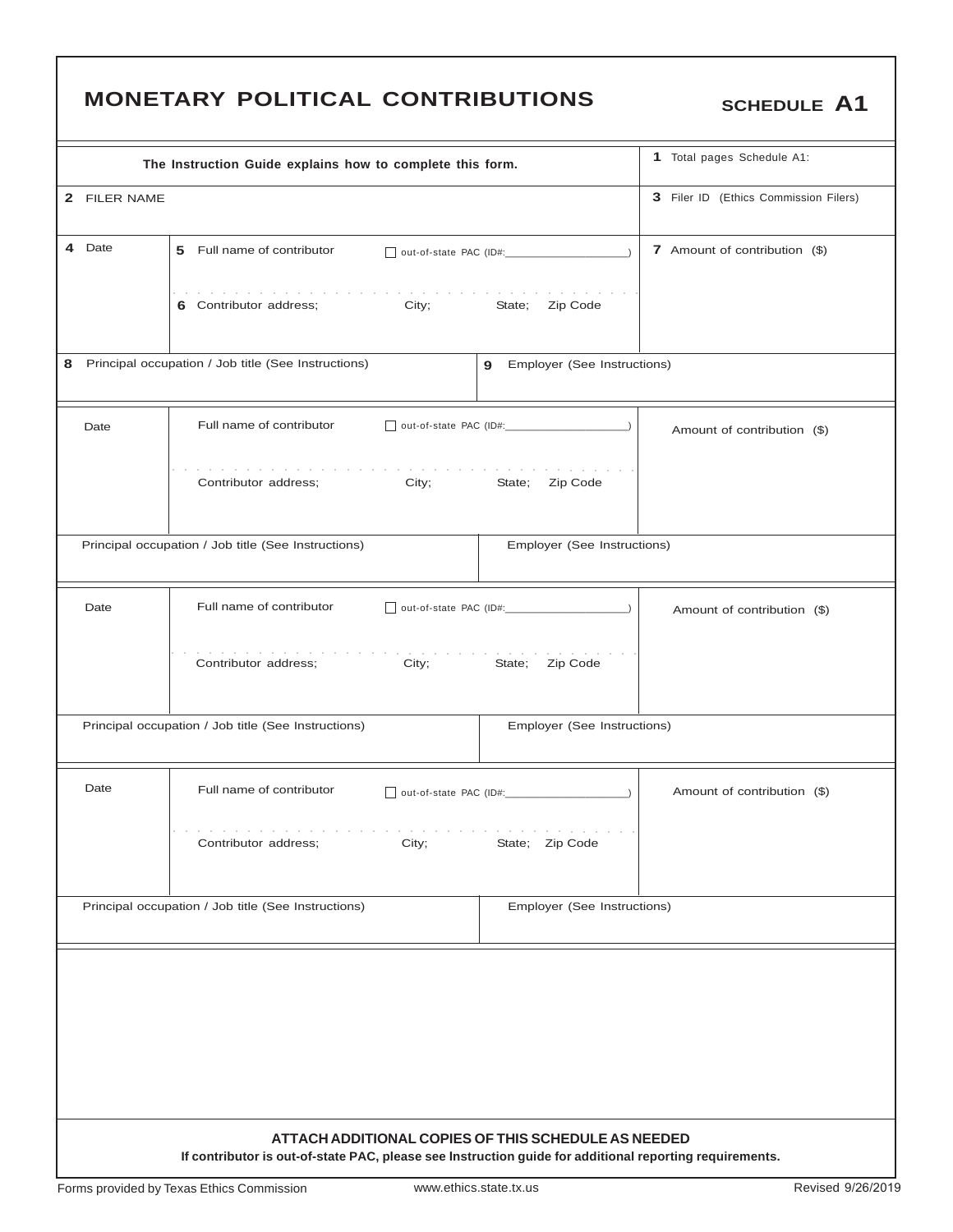# MONETARY POLITICAL CONTRIBUTIONS

**SCHEDULE A1**

| The Instruction Guide explains how to complete this form. | | | 1 Total pages Schedule A1: |
|---|---|---|---|
| 2 FILER NAME | | | 3 Filer ID (Ethics Commission Filers) |
| 4 Date | 5 Full name of contributor ☐ out-of-state PAC (ID#:\_\_\_\_\_\_\_\_\_\_\_\_\_\_\_\_\_)<br>6 Contributor address; City; State; Zip Code | | 7 Amount of contribution ($) |
| 8 Principal occupation / Job title (See Instructions) | | 9 Employer (See Instructions) | |
| Date | Full name of contributor ☐ out-of-state PAC (ID#:\_\_\_\_\_\_\_\_\_\_\_\_\_\_\_\_\_)<br>Contributor address; City; State; Zip Code | | Amount of contribution ($) |
| Principal occupation / Job title (See Instructions) | | Employer (See Instructions) | |
| Date | Full name of contributor ☐ out-of-state PAC (ID#:\_\_\_\_\_\_\_\_\_\_\_\_\_\_\_\_\_)<br>Contributor address; City; State; Zip Code | | Amount of contribution ($) |
| Principal occupation / Job title (See Instructions) | | Employer (See Instructions) | |
| Date | Full name of contributor ☐ out-of-state PAC (ID#:\_\_\_\_\_\_\_\_\_\_\_\_\_\_\_\_\_)<br>Contributor address; City; State; Zip Code | | Amount of contribution ($) |
| Principal occupation / Job title (See Instructions) | | Employer (See Instructions) | |

**ATTACH ADDITIONAL COPIES OF THIS SCHEDULE AS NEEDED**

**If contributor is out-of-state PAC, please see Instruction guide for additional reporting requirements.**

Forms provided by Texas Ethics Commission    www.ethics.state.tx.us    Revised 9/26/2019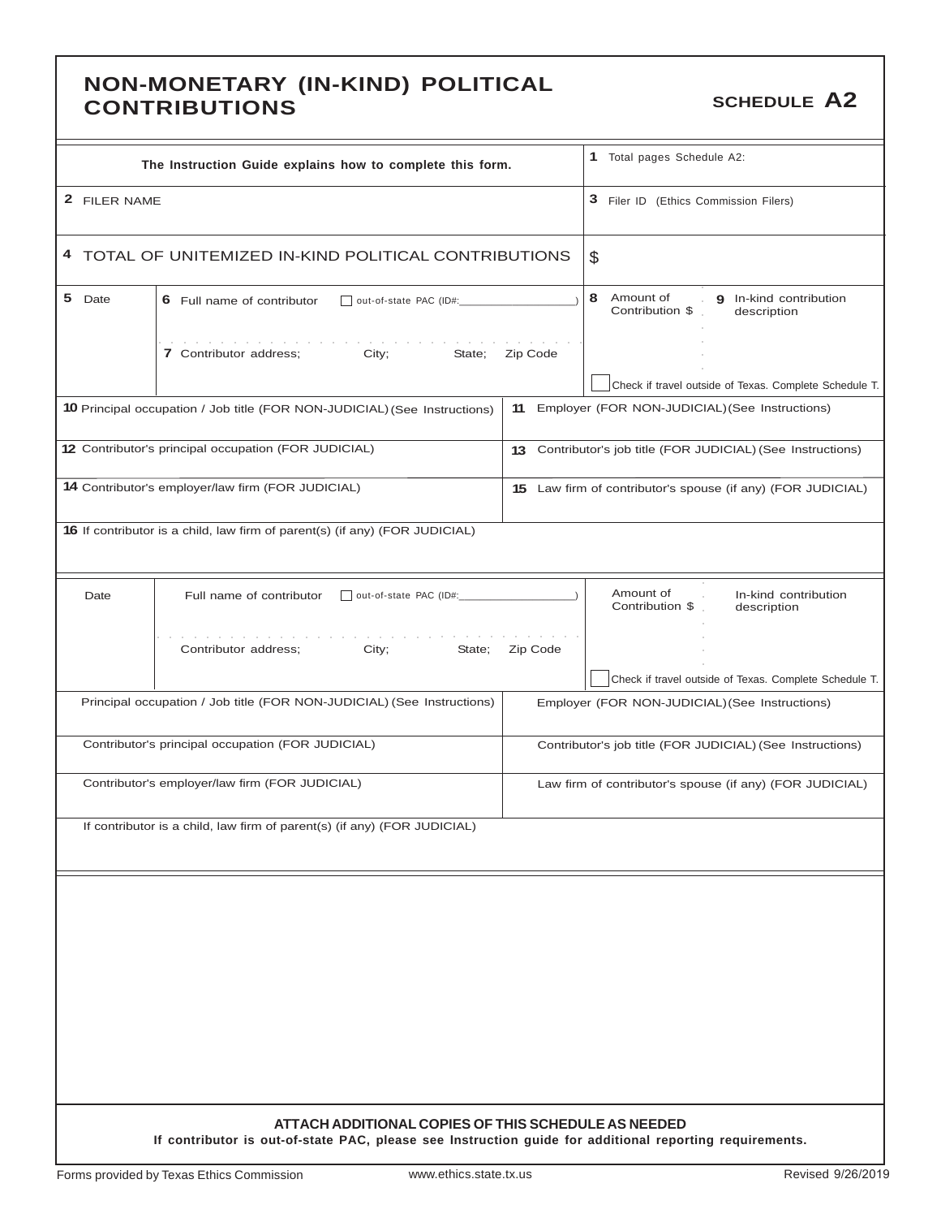# NON-MONETARY (IN-KIND) POLITICAL CONTRIBUTIONS

**SCHEDULE A2**

| The Instruction Guide explains how to complete this form. | 1 Total pages Schedule A2: |
|---|---|
| 2 FILER NAME | 3 Filer ID (Ethics Commission Filers) |
| 4 TOTAL OF UNITEMIZED IN-KIND POLITICAL CONTRIBUTIONS | $ |

| 5 Date | 6 Full name of contributor ☐ out-of-state PAC (ID#:\_\_\_\_\_\_\_\_\_\_) <br> 7 Contributor address; City; State; Zip Code | 8 Amount of Contribution $ | 9 In-kind contribution description <br> ☐ Check if travel outside of Texas. Complete Schedule T. |
|---|---|---|---|
| 10 Principal occupation / Job title (FOR NON-JUDICIAL) (See Instructions) | | 11 Employer (FOR NON-JUDICIAL) (See Instructions) | |
| 12 Contributor's principal occupation (FOR JUDICIAL) | | 13 Contributor's job title (FOR JUDICIAL) (See Instructions) | |
| 14 Contributor's employer/law firm (FOR JUDICIAL) | | 15 Law firm of contributor's spouse (if any) (FOR JUDICIAL) | |
| 16 If contributor is a child, law firm of parent(s) (if any) (FOR JUDICIAL) | | | |

| Date | Full name of contributor ☐ out-of-state PAC (ID#:\_\_\_\_\_\_\_\_\_\_) <br> Contributor address; City; State; Zip Code | Amount of Contribution $ | In-kind contribution description <br> ☐ Check if travel outside of Texas. Complete Schedule T. |
|---|---|---|---|
| Principal occupation / Job title (FOR NON-JUDICIAL) (See Instructions) | | Employer (FOR NON-JUDICIAL) (See Instructions) | |
| Contributor's principal occupation (FOR JUDICIAL) | | Contributor's job title (FOR JUDICIAL) (See Instructions) | |
| Contributor's employer/law firm (FOR JUDICIAL) | | Law firm of contributor's spouse (if any) (FOR JUDICIAL) | |
| If contributor is a child, law firm of parent(s) (if any) (FOR JUDICIAL) | | | |

**ATTACH ADDITIONAL COPIES OF THIS SCHEDULE AS NEEDED**

**If contributor is out-of-state PAC, please see Instruction guide for additional reporting requirements.**

Forms provided by Texas Ethics Commission www.ethics.state.tx.us Revised 9/26/2019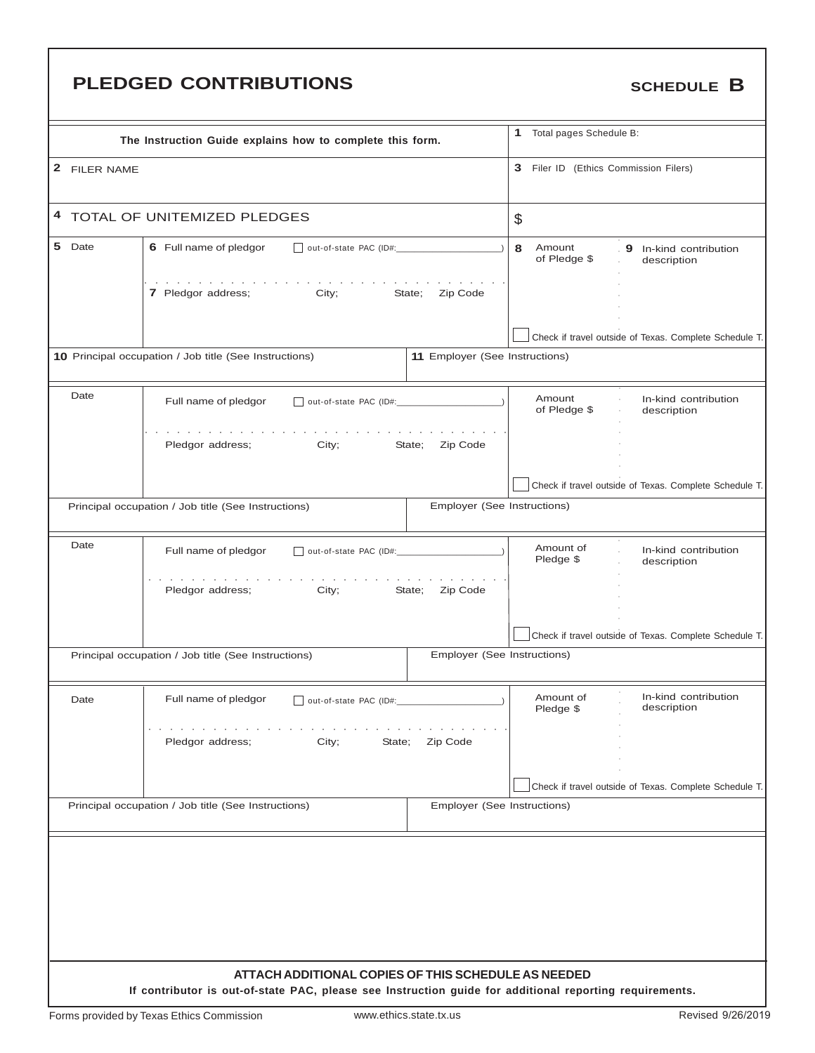# PLEDGED CONTRIBUTIONS

**SCHEDULE B**

| The Instruction Guide explains how to complete this form. | 1 Total pages Schedule B: |
|---|---|
| 2 FILER NAME | 3 Filer ID (Ethics Commission Filers) |
| 4 TOTAL OF UNITEMIZED PLEDGES | $ |

| 5 Date | 6 Full name of pledgor ☐ out-of-state PAC (ID#: ) | 8 Amount of Pledge $ | 9 In-kind contribution description |
|---|---|---|---|
| | 7 Pledgor address; City; State; Zip Code | | ☐ Check if travel outside of Texas. Complete Schedule T. |
| 10 Principal occupation / Job title (See Instructions) | 11 Employer (See Instructions) | | |

| Date | Full name of pledgor ☐ out-of-state PAC (ID#: ) | Amount of Pledge $ | In-kind contribution description |
|---|---|---|---|
| | Pledgor address; City; State; Zip Code | | ☐ Check if travel outside of Texas. Complete Schedule T. |
| Principal occupation / Job title (See Instructions) | Employer (See Instructions) | | |

| Date | Full name of pledgor ☐ out-of-state PAC (ID#: ) | Amount of Pledge $ | In-kind contribution description |
|---|---|---|---|
| | Pledgor address; City; State; Zip Code | | ☐ Check if travel outside of Texas. Complete Schedule T. |
| Principal occupation / Job title (See Instructions) | Employer (See Instructions) | | |

| Date | Full name of pledgor ☐ out-of-state PAC (ID#: ) | Amount of Pledge $ | In-kind contribution description |
|---|---|---|---|
| | Pledgor address; City; State; Zip Code | | ☐ Check if travel outside of Texas. Complete Schedule T. |
| Principal occupation / Job title (See Instructions) | Employer (See Instructions) | | |

**ATTACH ADDITIONAL COPIES OF THIS SCHEDULE AS NEEDED**

**If contributor is out-of-state PAC, please see Instruction guide for additional reporting requirements.**

Forms provided by Texas Ethics Commission www.ethics.state.tx.us Revised 9/26/2019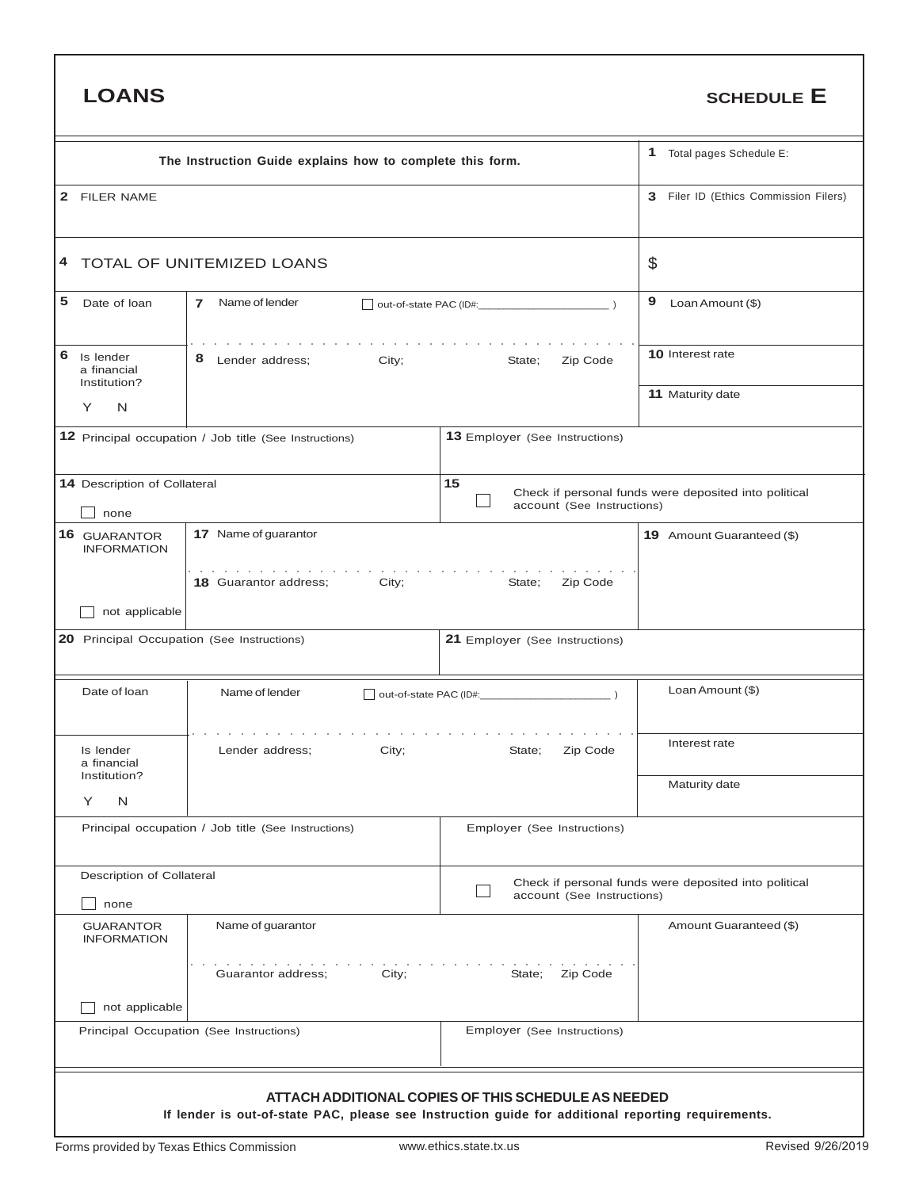# LOANS

## SCHEDULE E

| The Instruction Guide explains how to complete this form. | | | 1 Total pages Schedule E: |
|---|---|---|---|
| 2 FILER NAME | | | 3 Filer ID (Ethics Commission Filers) |
| 4 TOTAL OF UNITEMIZED LOANS | | | $ |
| 5 Date of loan | 7 Name of lender ☐ out-of-state PAC (ID#:\_\_\_\_\_\_\_\_\_\_\_\_\_\_\_\_\_\_\_\_ ) | | 9 Loan Amount ($) |
| 6 Is lender a financial Institution? Y N | 8 Lender address; City; State; Zip Code | | 10 Interest rate<br>11 Maturity date |
| 12 Principal occupation / Job title (See Instructions) | | 13 Employer (See Instructions) | |
| 14 Description of Collateral ☐ none | | 15 ☐ Check if personal funds were deposited into political account (See Instructions) | |
| 16 GUARANTOR INFORMATION ☐ not applicable | 17 Name of guarantor<br>18 Guarantor address; City; State; Zip Code | | 19 Amount Guaranteed ($) |
| 20 Principal Occupation (See Instructions) | | 21 Employer (See Instructions) | |

| Date of loan | Name of lender ☐ out-of-state PAC (ID#:\_\_\_\_\_\_\_\_\_\_\_\_\_\_\_\_\_\_\_\_ ) | | Loan Amount ($) |
|---|---|---|---|
| Is lender a financial Institution? Y N | Lender address; City; State; Zip Code | | Interest rate<br>Maturity date |
| Principal occupation / Job title (See Instructions) | | Employer (See Instructions) | |
| Description of Collateral ☐ none | | ☐ Check if personal funds were deposited into political account (See Instructions) | |
| GUARANTOR INFORMATION ☐ not applicable | Name of guarantor<br>Guarantor address; City; State; Zip Code | | Amount Guaranteed ($) |
| Principal Occupation (See Instructions) | | Employer (See Instructions) | |

**ATTACH ADDITIONAL COPIES OF THIS SCHEDULE AS NEEDED**

**If lender is out-of-state PAC, please see Instruction guide for additional reporting requirements.**

Forms provided by Texas Ethics Commission www.ethics.state.tx.us Revised 9/26/2019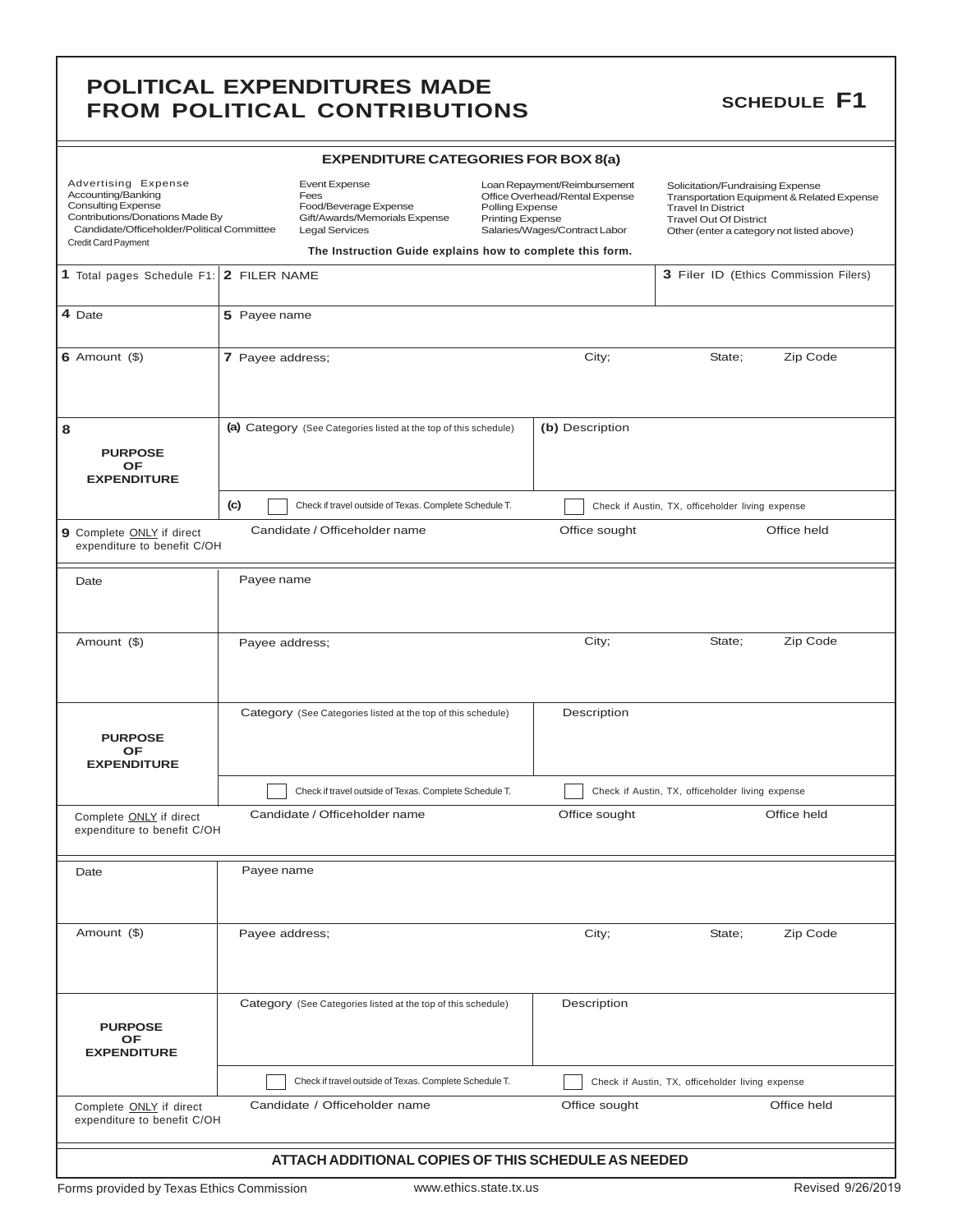# POLITICAL EXPENDITURES MADE FROM POLITICAL CONTRIBUTIONS

**SCHEDULE F1**

### EXPENDITURE CATEGORIES FOR BOX 8(a)

| | | | |
|---|---|---|---|
| Advertising Expense | Event Expense | Loan Repayment/Reimbursement | Solicitation/Fundraising Expense |
| Accounting/Banking | Fees | Office Overhead/Rental Expense | Transportation Equipment & Related Expense |
| Consulting Expense | Food/Beverage Expense | Polling Expense | Travel In District |
| Contributions/Donations Made By Candidate/Officeholder/Political Committee | Gift/Awards/Memorials Expense | Printing Expense | Travel Out Of District |
| Credit Card Payment | Legal Services | Salaries/Wages/Contract Labor | Other (enter a category not listed above) |

**The Instruction Guide explains how to complete this form.**

| | | | | |
|---|---|---|---|---|
| **1** Total pages Schedule F1: | **2** FILER NAME | | **3** Filer ID (Ethics Commission Filers) | |
| **4** Date | **5** Payee name | | | |
| **6** Amount ($) | **7** Payee address; | City; | State; | Zip Code |
| **8** PURPOSE OF EXPENDITURE | **(a)** Category (See Categories listed at the top of this schedule) | **(b)** Description | | |
| | **(c)** ☐ Check if travel outside of Texas. Complete Schedule T. | ☐ Check if Austin, TX, officeholder living expense | | |
| **9** Complete ONLY if direct expenditure to benefit C/OH | Candidate / Officeholder name | Office sought | Office held | |

| | | | | |
|---|---|---|---|---|
| Date | Payee name | | | |
| Amount ($) | Payee address; | City; | State; | Zip Code |
| PURPOSE OF EXPENDITURE | Category (See Categories listed at the top of this schedule) | Description | | |
| | ☐ Check if travel outside of Texas. Complete Schedule T. | ☐ Check if Austin, TX, officeholder living expense | | |
| Complete ONLY if direct expenditure to benefit C/OH | Candidate / Officeholder name | Office sought | Office held | |

| | | | | |
|---|---|---|---|---|
| Date | Payee name | | | |
| Amount ($) | Payee address; | City; | State; | Zip Code |
| PURPOSE OF EXPENDITURE | Category (See Categories listed at the top of this schedule) | Description | | |
| | ☐ Check if travel outside of Texas. Complete Schedule T. | ☐ Check if Austin, TX, officeholder living expense | | |
| Complete ONLY if direct expenditure to benefit C/OH | Candidate / Officeholder name | Office sought | Office held | |

**ATTACH ADDITIONAL COPIES OF THIS SCHEDULE AS NEEDED**

Forms provided by Texas Ethics Commission www.ethics.state.tx.us Revised 9/26/2019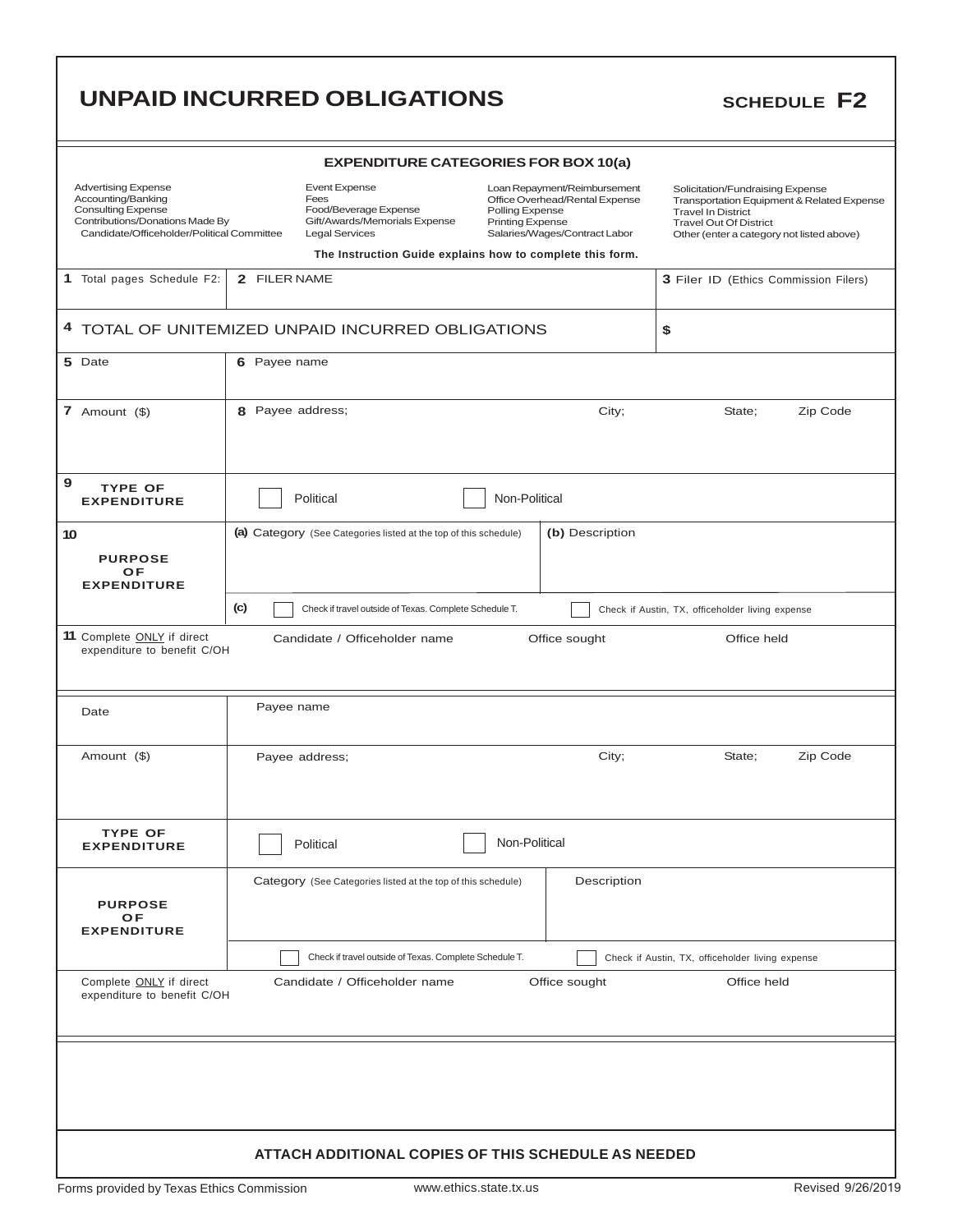# UNPAID INCURRED OBLIGATIONS

**SCHEDULE F2**

**EXPENDITURE CATEGORIES FOR BOX 10(a)**

| | | | |
|---|---|---|---|
| Advertising Expense<br>Accounting/Banking<br>Consulting Expense<br>Contributions/Donations Made By<br>Candidate/Officeholder/Political Committee | Event Expense<br>Fees<br>Food/Beverage Expense<br>Gift/Awards/Memorials Expense<br>Legal Services | Loan Repayment/Reimbursement<br>Office Overhead/Rental Expense<br>Polling Expense<br>Printing Expense<br>Salaries/Wages/Contract Labor | Solicitation/Fundraising Expense<br>Transportation Equipment & Related Expense<br>Travel In District<br>Travel Out Of District<br>Other (enter a category not listed above) |

**The Instruction Guide explains how to complete this form.**

| | | |
|---|---|---|
| **1** Total pages Schedule F2: | **2** FILER NAME | **3** Filer ID (Ethics Commission Filers) |
| **4** TOTAL OF UNITEMIZED UNPAID INCURRED OBLIGATIONS | | **$** |

| | | | |
|---|---|---|---|
| **5** Date | **6** Payee name | | |
| **7** Amount ($) | **8** Payee address; City; State; Zip Code | | |
| **9** TYPE OF EXPENDITURE | ☐ Political | ☐ Non-Political | |
| **10** PURPOSE OF EXPENDITURE | **(a)** Category (See Categories listed at the top of this schedule) | **(b)** Description | |
| | **(c)** ☐ Check if travel outside of Texas. Complete Schedule T. | ☐ Check if Austin, TX, officeholder living expense | |
| **11** Complete ONLY if direct expenditure to benefit C/OH | Candidate / Officeholder name | Office sought | Office held |

| | | | |
|---|---|---|---|
| Date | Payee name | | |
| Amount ($) | Payee address; City; State; Zip Code | | |
| TYPE OF EXPENDITURE | ☐ Political | ☐ Non-Political | |
| PURPOSE OF EXPENDITURE | Category (See Categories listed at the top of this schedule) | Description | |
| | ☐ Check if travel outside of Texas. Complete Schedule T. | ☐ Check if Austin, TX, officeholder living expense | |
| Complete ONLY if direct expenditure to benefit C/OH | Candidate / Officeholder name | Office sought | Office held |

**ATTACH ADDITIONAL COPIES OF THIS SCHEDULE AS NEEDED**

Forms provided by Texas Ethics Commission www.ethics.state.tx.us Revised 9/26/2019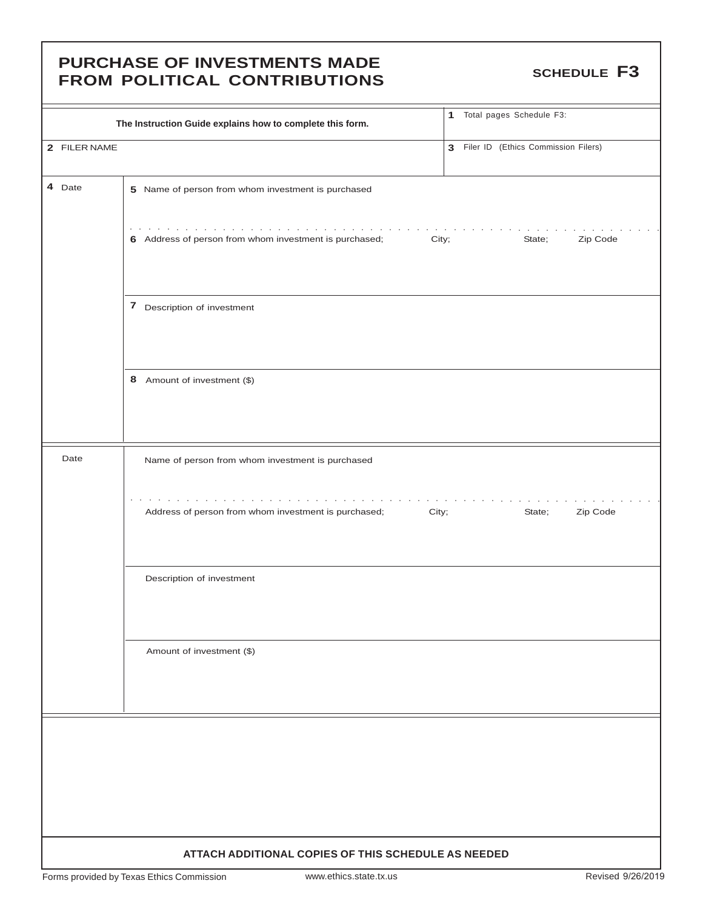# PURCHASE OF INVESTMENTS MADE FROM POLITICAL CONTRIBUTIONS

**SCHEDULE F3**

| **The Instruction Guide explains how to complete this form.** | **1** Total pages Schedule F3: |
|---|---|
| **2** FILER NAME | **3** Filer ID (Ethics Commission Filers) |

| | |
|---|---|
| **4** Date | **5** Name of person from whom investment is purchased |
| | **6** Address of person from whom investment is purchased; City; State; Zip Code |
| | **7** Description of investment |
| | **8** Amount of investment ($) |

| | |
|---|---|
| Date | Name of person from whom investment is purchased |
| | Address of person from whom investment is purchased; City; State; Zip Code |
| | Description of investment |
| | Amount of investment ($) |

**ATTACH ADDITIONAL COPIES OF THIS SCHEDULE AS NEEDED**

Forms provided by Texas Ethics Commission www.ethics.state.tx.us Revised 9/26/2019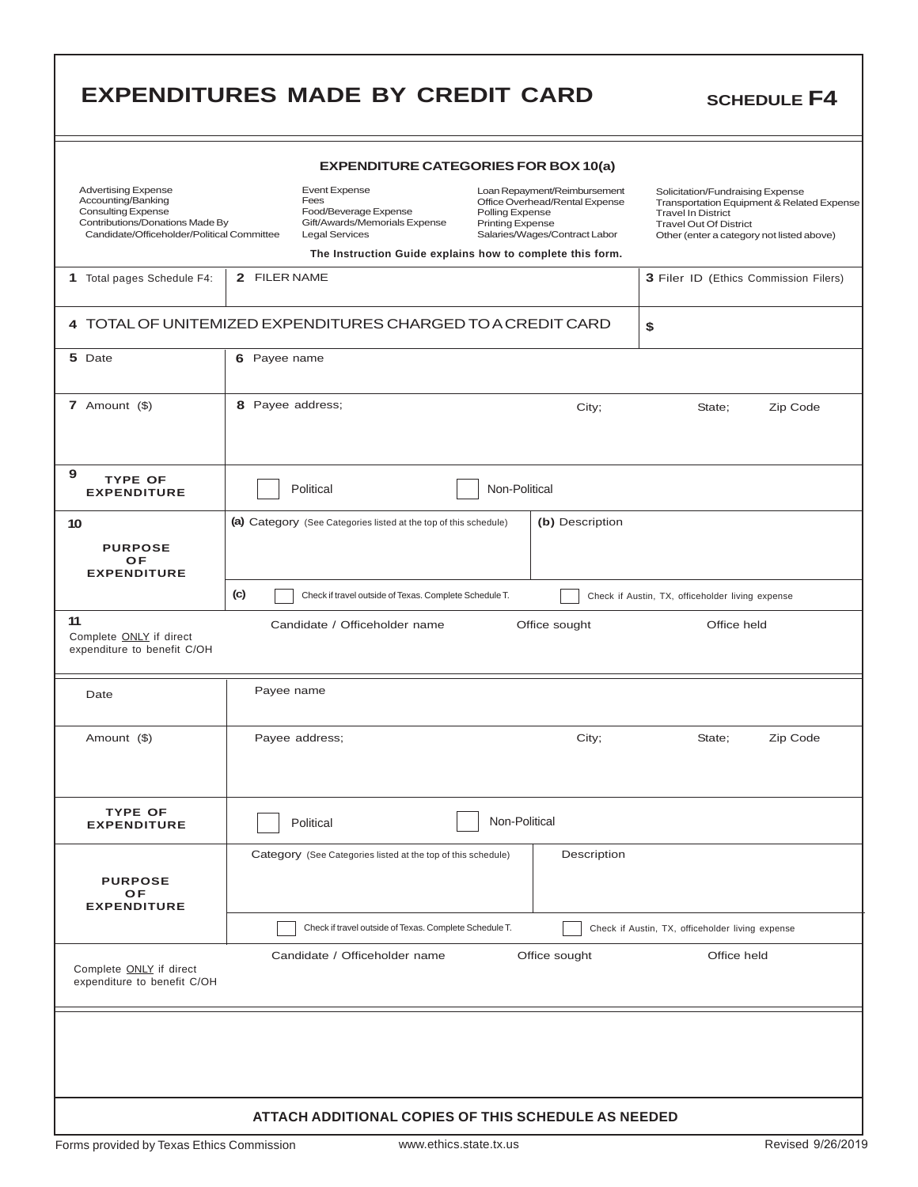# EXPENDITURES MADE BY CREDIT CARD

**SCHEDULE F4**

### EXPENDITURE CATEGORIES FOR BOX 10(a)

| | | | |
|---|---|---|---|
| Advertising Expense | Event Expense | Loan Repayment/Reimbursement | Solicitation/Fundraising Expense |
| Accounting/Banking | Fees | Office Overhead/Rental Expense | Transportation Equipment & Related Expense |
| Consulting Expense | Food/Beverage Expense | Polling Expense | Travel In District |
| Contributions/Donations Made By Candidate/Officeholder/Political Committee | Gift/Awards/Memorials Expense | Printing Expense | Travel Out Of District |
| | Legal Services | Salaries/Wages/Contract Labor | Other (enter a category not listed above) |

**The Instruction Guide explains how to complete this form.**

| | | |
|---|---|---|
| **1** Total pages Schedule F4: | **2** FILER NAME | **3** Filer ID (Ethics Commission Filers) |
| **4** TOTAL OF UNITEMIZED EXPENDITURES CHARGED TO A CREDIT CARD | | **$** |

| | |
|---|---|
| **5** Date | **6** Payee name |
| **7** Amount ($) | **8** Payee address; City; State; Zip Code |
| **9** **TYPE OF EXPENDITURE** | ☐ Political ☐ Non-Political |
| **10** **PURPOSE OF EXPENDITURE** | **(a)** Category (See Categories listed at the top of this schedule) / **(b)** Description |
| | **(c)** ☐ Check if travel outside of Texas. Complete Schedule T. ☐ Check if Austin, TX, officeholder living expense |
| **11** Complete ONLY if direct expenditure to benefit C/OH | Candidate / Officeholder name / Office sought / Office held |

| | |
|---|---|
| Date | Payee name |
| Amount ($) | Payee address; City; State; Zip Code |
| **TYPE OF EXPENDITURE** | ☐ Political ☐ Non-Political |
| **PURPOSE OF EXPENDITURE** | Category (See Categories listed at the top of this schedule) / Description |
| | ☐ Check if travel outside of Texas. Complete Schedule T. ☐ Check if Austin, TX, officeholder living expense |
| Complete ONLY if direct expenditure to benefit C/OH | Candidate / Officeholder name / Office sought / Office held |

**ATTACH ADDITIONAL COPIES OF THIS SCHEDULE AS NEEDED**

Forms provided by Texas Ethics Commission www.ethics.state.tx.us Revised 9/26/2019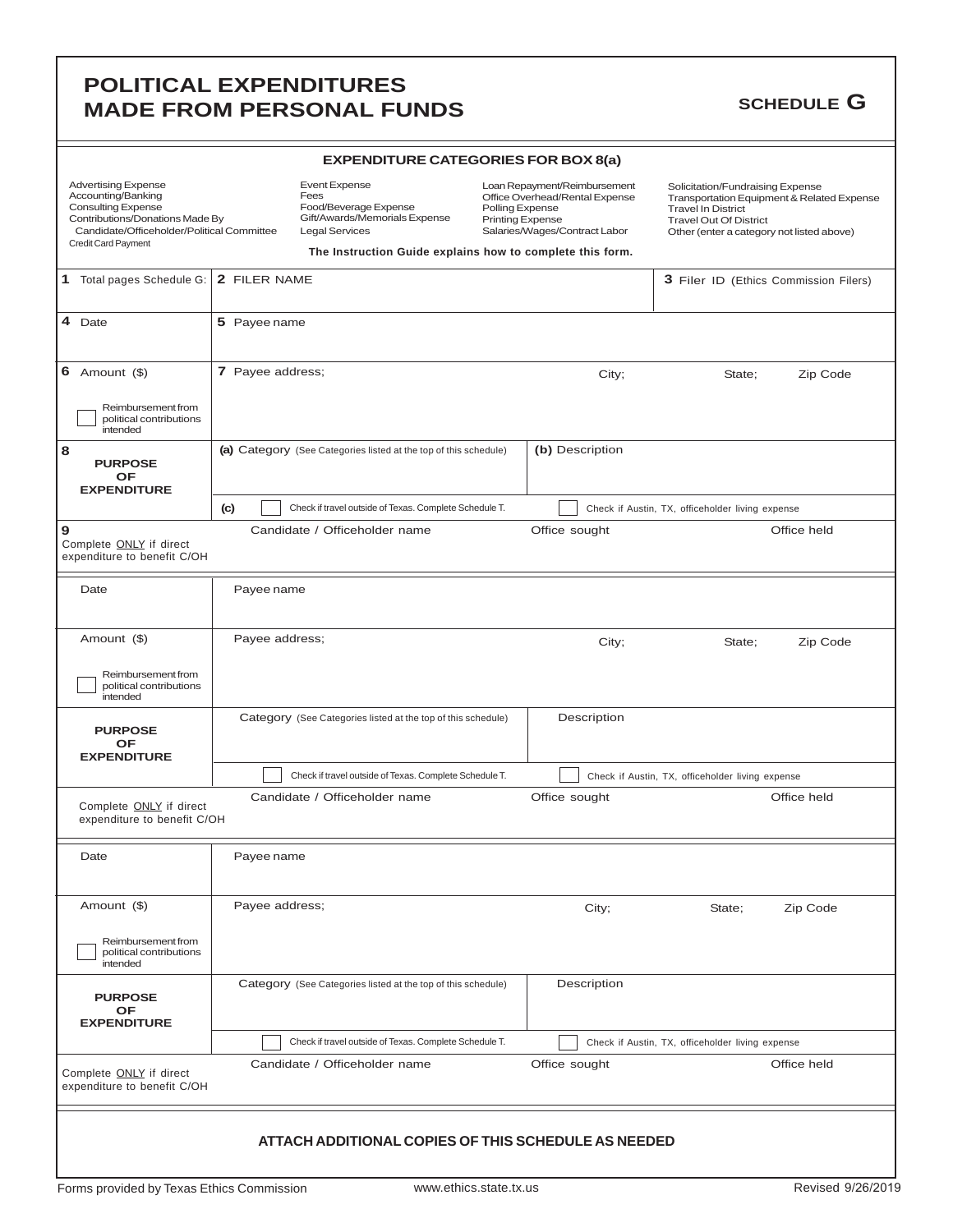# POLITICAL EXPENDITURES MADE FROM PERSONAL FUNDS

**SCHEDULE G**

### EXPENDITURE CATEGORIES FOR BOX 8(a)

| | | | |
|---|---|---|---|
| Advertising Expense<br>Accounting/Banking<br>Consulting Expense<br>Contributions/Donations Made By Candidate/Officeholder/Political Committee<br>Credit Card Payment | Event Expense<br>Fees<br>Food/Beverage Expense<br>Gift/Awards/Memorials Expense<br>Legal Services | Loan Repayment/Reimbursement<br>Office Overhead/Rental Expense<br>Polling Expense<br>Printing Expense<br>Salaries/Wages/Contract Labor | Solicitation/Fundraising Expense<br>Transportation Equipment & Related Expense<br>Travel In District<br>Travel Out Of District<br>Other (enter a category not listed above) |

**The Instruction Guide explains how to complete this form.**

| | | | |
|---|---|---|---|
| **1** Total pages Schedule G: | **2** FILER NAME | | **3** Filer ID (Ethics Commission Filers) |
| **4** Date | **5** Payee name | | |
| **6** Amount ($)<br>☐ Reimbursement from political contributions intended | **7** Payee address; | City; | State; Zip Code |
| **8** **PURPOSE OF EXPENDITURE** | **(a)** Category (See Categories listed at the top of this schedule) | **(b)** Description | |
| | **(c)** ☐ Check if travel outside of Texas. Complete Schedule T. | ☐ Check if Austin, TX, officeholder living expense | |
| **9** Complete ONLY if direct expenditure to benefit C/OH | Candidate / Officeholder name | Office sought | Office held |

| | | | |
|---|---|---|---|
| Date | Payee name | | |
| Amount ($)<br>☐ Reimbursement from political contributions intended | Payee address; | City; | State; Zip Code |
| **PURPOSE OF EXPENDITURE** | Category (See Categories listed at the top of this schedule) | Description | |
| | ☐ Check if travel outside of Texas. Complete Schedule T. | ☐ Check if Austin, TX, officeholder living expense | |
| Complete ONLY if direct expenditure to benefit C/OH | Candidate / Officeholder name | Office sought | Office held |

| | | | |
|---|---|---|---|
| Date | Payee name | | |
| Amount ($)<br>☐ Reimbursement from political contributions intended | Payee address; | City; | State; Zip Code |
| **PURPOSE OF EXPENDITURE** | Category (See Categories listed at the top of this schedule) | Description | |
| | ☐ Check if travel outside of Texas. Complete Schedule T. | ☐ Check if Austin, TX, officeholder living expense | |
| Complete ONLY if direct expenditure to benefit C/OH | Candidate / Officeholder name | Office sought | Office held |

**ATTACH ADDITIONAL COPIES OF THIS SCHEDULE AS NEEDED**

Forms provided by Texas Ethics Commission www.ethics.state.tx.us Revised 9/26/2019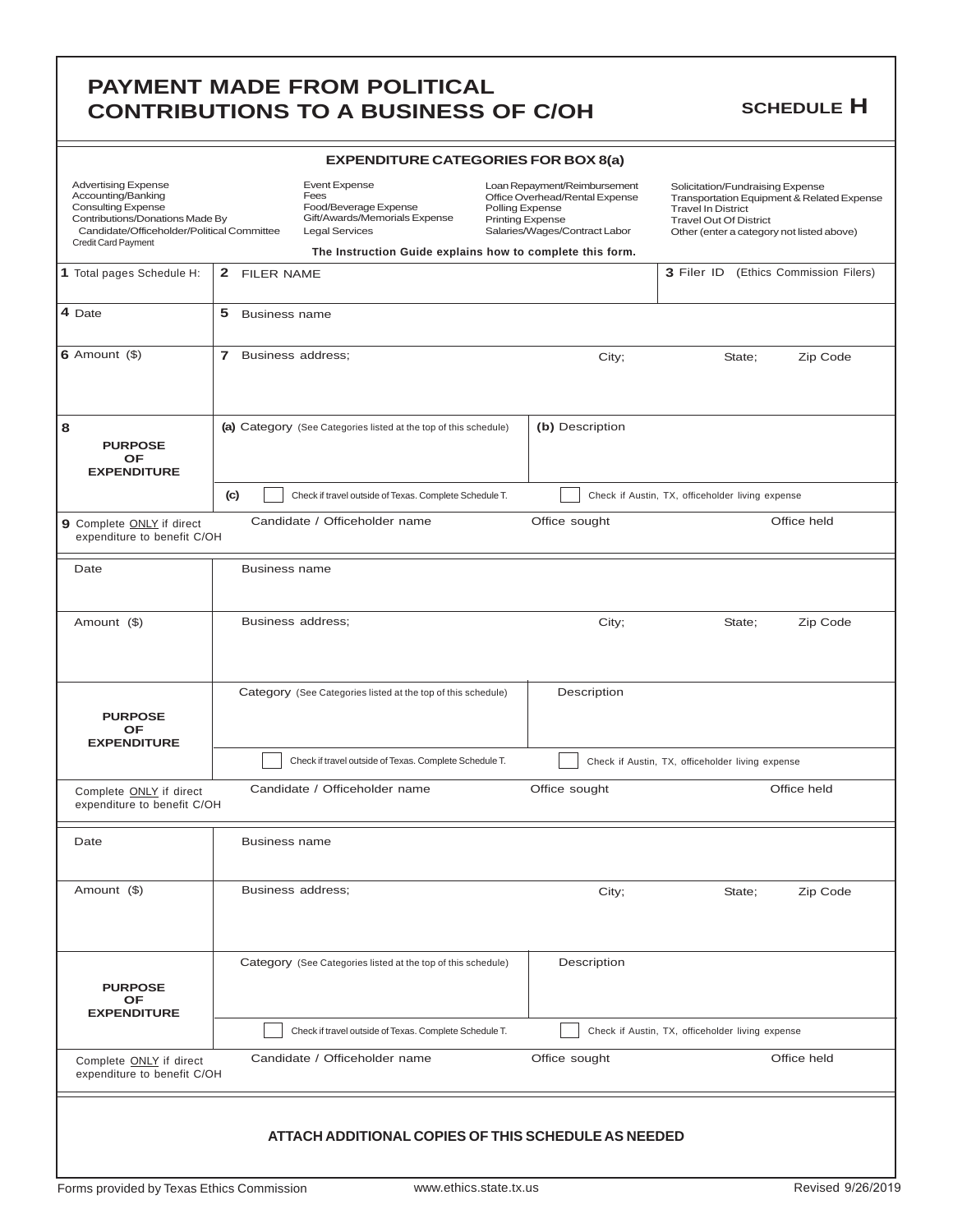# PAYMENT MADE FROM POLITICAL CONTRIBUTIONS TO A BUSINESS OF C/OH

**SCHEDULE H**

### EXPENDITURE CATEGORIES FOR BOX 8(a)

| | | | |
|---|---|---|---|
| Advertising Expense | Event Expense | Loan Repayment/Reimbursement | Solicitation/Fundraising Expense |
| Accounting/Banking | Fees | Office Overhead/Rental Expense | Transportation Equipment & Related Expense |
| Consulting Expense | Food/Beverage Expense | Polling Expense | Travel In District |
| Contributions/Donations Made By Candidate/Officeholder/Political Committee | Gift/Awards/Memorials Expense | Printing Expense | Travel Out Of District |
| Credit Card Payment | Legal Services | Salaries/Wages/Contract Labor | Other (enter a category not listed above) |

**The Instruction Guide explains how to complete this form.**

| | | | |
|---|---|---|---|
| **1** Total pages Schedule H: | **2** FILER NAME | | **3** Filer ID (Ethics Commission Filers) |
| **4** Date | **5** Business name | | |
| **6** Amount ($) | **7** Business address; | City; | State; Zip Code |
| **8** **PURPOSE OF EXPENDITURE** | **(a)** Category (See Categories listed at the top of this schedule) | **(b)** Description | |
| | **(c)** ☐ Check if travel outside of Texas. Complete Schedule T. | ☐ Check if Austin, TX, officeholder living expense | |
| **9** Complete ONLY if direct expenditure to benefit C/OH | Candidate / Officeholder name | Office sought | Office held |

| | | | |
|---|---|---|---|
| Date | Business name | | |
| Amount ($) | Business address; | City; | State; Zip Code |
| **PURPOSE OF EXPENDITURE** | Category (See Categories listed at the top of this schedule) | Description | |
| | ☐ Check if travel outside of Texas. Complete Schedule T. | ☐ Check if Austin, TX, officeholder living expense | |
| Complete ONLY if direct expenditure to benefit C/OH | Candidate / Officeholder name | Office sought | Office held |

| | | | |
|---|---|---|---|
| Date | Business name | | |
| Amount ($) | Business address; | City; | State; Zip Code |
| **PURPOSE OF EXPENDITURE** | Category (See Categories listed at the top of this schedule) | Description | |
| | ☐ Check if travel outside of Texas. Complete Schedule T. | ☐ Check if Austin, TX, officeholder living expense | |
| Complete ONLY if direct expenditure to benefit C/OH | Candidate / Officeholder name | Office sought | Office held |

**ATTACH ADDITIONAL COPIES OF THIS SCHEDULE AS NEEDED**

Forms provided by Texas Ethics Commission www.ethics.state.tx.us Revised 9/26/2019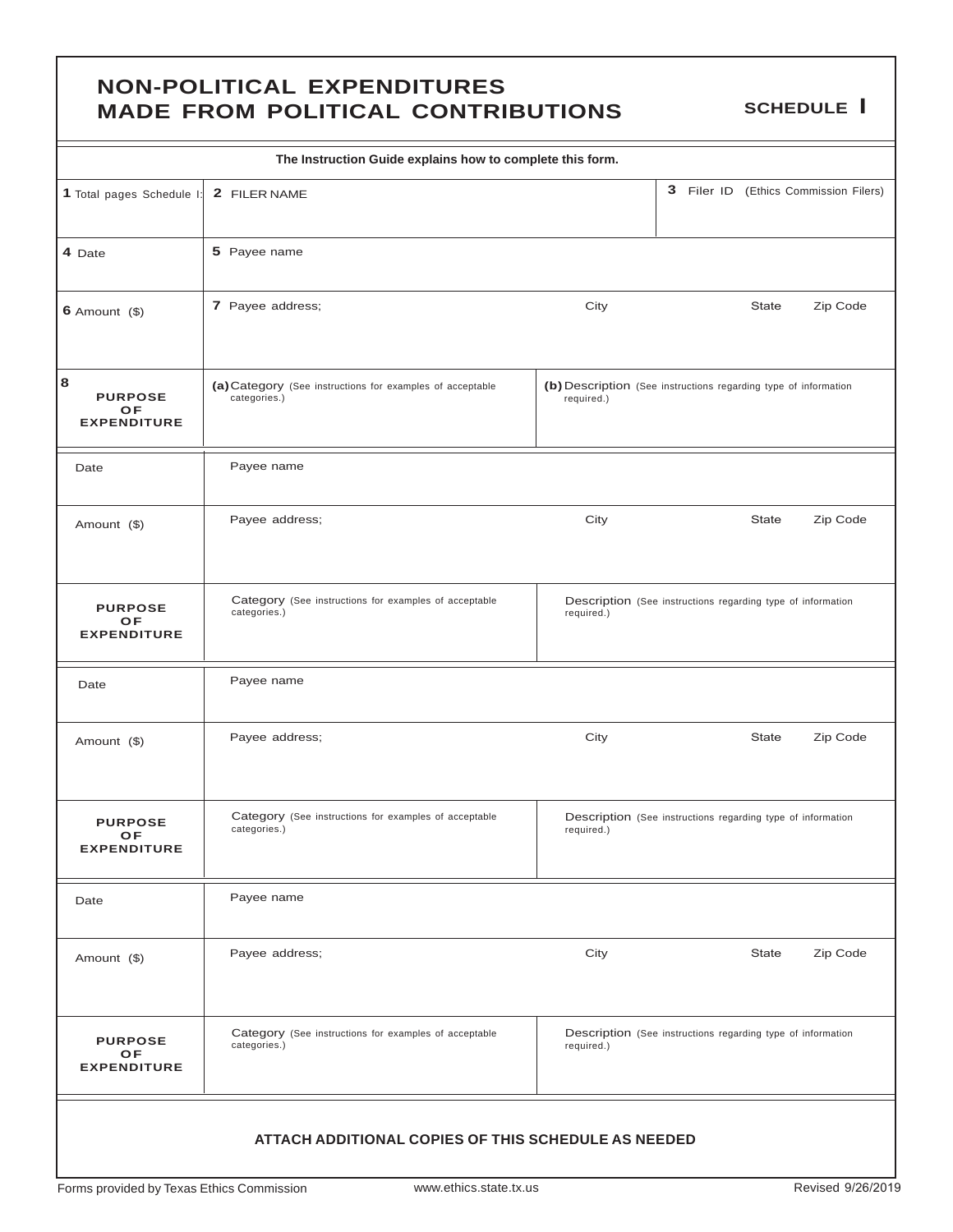# NON-POLITICAL EXPENDITURES MADE FROM POLITICAL CONTRIBUTIONS

**SCHEDULE I**

**The Instruction Guide explains how to complete this form.**

| | | | | |
|---|---|---|---|---|
| **1** Total pages Schedule I: | **2** FILER NAME | | **3** Filer ID (Ethics Commission Filers) | |
| **4** Date | **5** Payee name | | | |
| **6** Amount ($) | **7** Payee address; | City | State | Zip Code |
| **8** **PURPOSE OF EXPENDITURE** | **(a)** Category (See instructions for examples of acceptable categories.) | **(b)** Description (See instructions regarding type of information required.) | | |

| | | | | |
|---|---|---|---|---|
| Date | Payee name | | | |
| Amount ($) | Payee address; | City | State | Zip Code |
| **PURPOSE OF EXPENDITURE** | Category (See instructions for examples of acceptable categories.) | Description (See instructions regarding type of information required.) | | |

| | | | | |
|---|---|---|---|---|
| Date | Payee name | | | |
| Amount ($) | Payee address; | City | State | Zip Code |
| **PURPOSE OF EXPENDITURE** | Category (See instructions for examples of acceptable categories.) | Description (See instructions regarding type of information required.) | | |

| | | | | |
|---|---|---|---|---|
| Date | Payee name | | | |
| Amount ($) | Payee address; | City | State | Zip Code |
| **PURPOSE OF EXPENDITURE** | Category (See instructions for examples of acceptable categories.) | Description (See instructions regarding type of information required.) | | |

**ATTACH ADDITIONAL COPIES OF THIS SCHEDULE AS NEEDED**

Forms provided by Texas Ethics Commission www.ethics.state.tx.us Revised 9/26/2019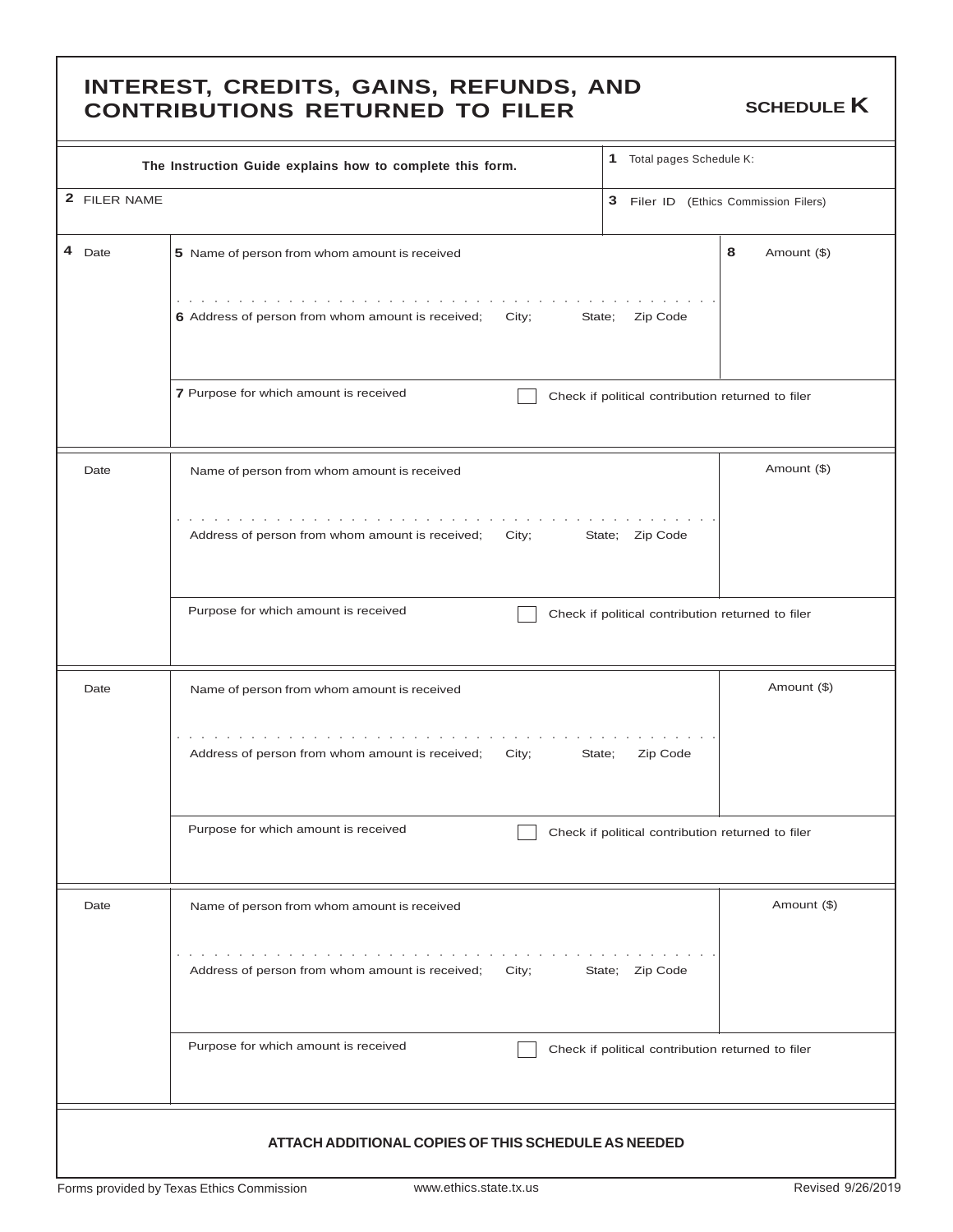# INTEREST, CREDITS, GAINS, REFUNDS, AND CONTRIBUTIONS RETURNED TO FILER

**SCHEDULE K**

| The Instruction Guide explains how to complete this form. | 1 Total pages Schedule K: |
|---|---|
| 2 FILER NAME | 3 Filer ID (Ethics Commission Filers) |

| 4 Date | 5 Name of person from whom amount is received / 6 Address of person from whom amount is received; City; State; Zip Code | 8 Amount ($) |
|---|---|---|
| | 7 Purpose for which amount is received ☐ Check if political contribution returned to filer | |

| Date | Name of person from whom amount is received / Address of person from whom amount is received; City; State; Zip Code | Amount ($) |
|---|---|---|
| | Purpose for which amount is received ☐ Check if political contribution returned to filer | |

| Date | Name of person from whom amount is received / Address of person from whom amount is received; City; State; Zip Code | Amount ($) |
|---|---|---|
| | Purpose for which amount is received ☐ Check if political contribution returned to filer | |

| Date | Name of person from whom amount is received / Address of person from whom amount is received; City; State; Zip Code | Amount ($) |
|---|---|---|
| | Purpose for which amount is received ☐ Check if political contribution returned to filer | |

**ATTACH ADDITIONAL COPIES OF THIS SCHEDULE AS NEEDED**

Forms provided by Texas Ethics Commission www.ethics.state.tx.us Revised 9/26/2019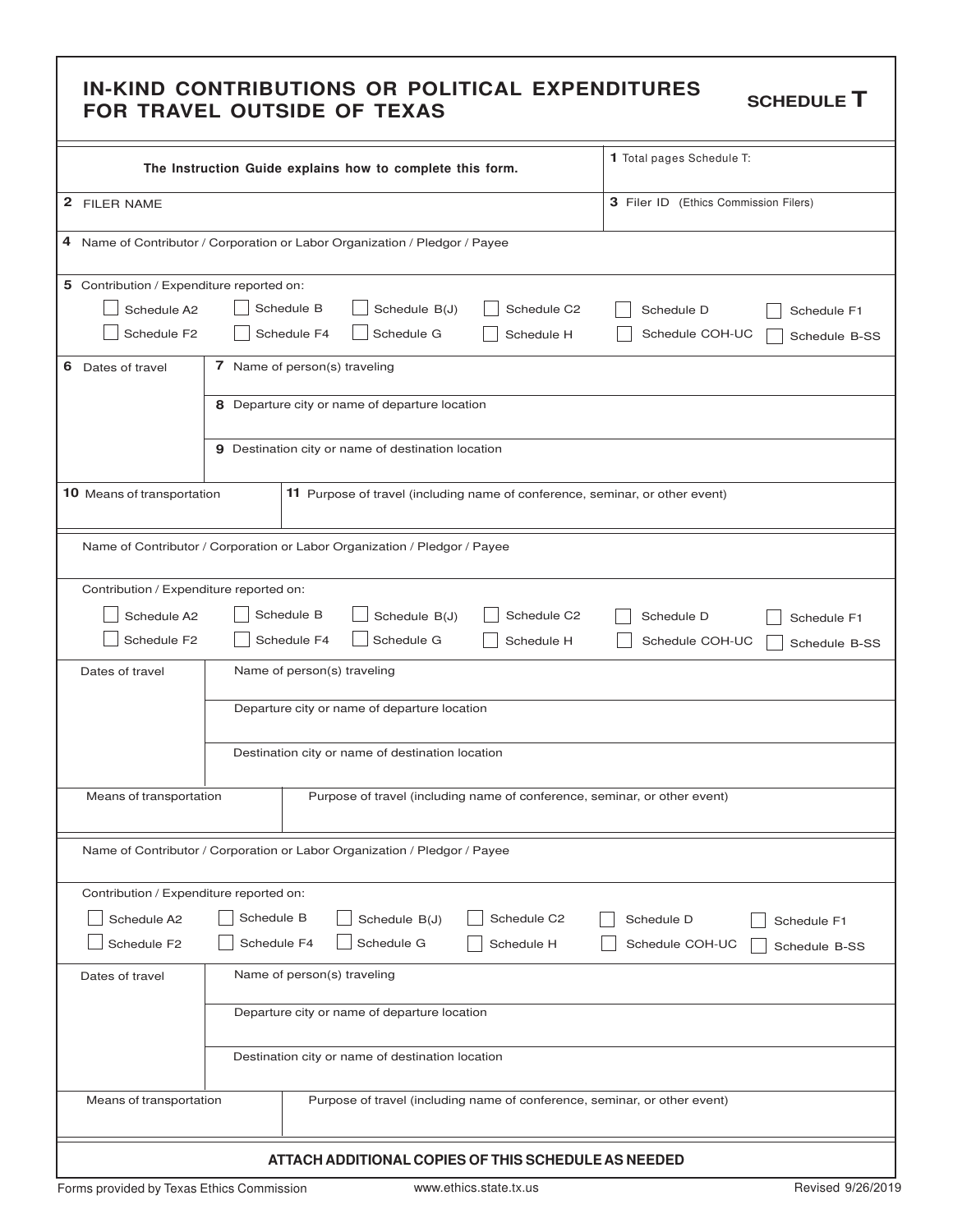# IN-KIND CONTRIBUTIONS OR POLITICAL EXPENDITURES FOR TRAVEL OUTSIDE OF TEXAS

**SCHEDULE T**

| The Instruction Guide explains how to complete this form. | 1 Total pages Schedule T: |
|---|---|
| 2 FILER NAME | 3 Filer ID (Ethics Commission Filers) |

4 Name of Contributor / Corporation or Labor Organization / Pledgor / Payee

5 Contribution / Expenditure reported on:

- ☐ Schedule A2
- ☐ Schedule B
- ☐ Schedule B(J)
- ☐ Schedule C2
- ☐ Schedule D
- ☐ Schedule F1
- ☐ Schedule F2
- ☐ Schedule F4
- ☐ Schedule G
- ☐ Schedule H
- ☐ Schedule COH-UC
- ☐ Schedule B-SS

| 6 Dates of travel | 7 Name of person(s) traveling |
|---|---|
| | 8 Departure city or name of departure location |
| | 9 Destination city or name of destination location |

| 10 Means of transportation | 11 Purpose of travel (including name of conference, seminar, or other event) |
|---|---|

Name of Contributor / Corporation or Labor Organization / Pledgor / Payee

Contribution / Expenditure reported on:

- ☐ Schedule A2
- ☐ Schedule B
- ☐ Schedule B(J)
- ☐ Schedule C2
- ☐ Schedule D
- ☐ Schedule F1
- ☐ Schedule F2
- ☐ Schedule F4
- ☐ Schedule G
- ☐ Schedule H
- ☐ Schedule COH-UC
- ☐ Schedule B-SS

| Dates of travel | Name of person(s) traveling |
|---|---|
| | Departure city or name of departure location |
| | Destination city or name of destination location |

| Means of transportation | Purpose of travel (including name of conference, seminar, or other event) |
|---|---|

Name of Contributor / Corporation or Labor Organization / Pledgor / Payee

Contribution / Expenditure reported on:

- ☐ Schedule A2
- ☐ Schedule B
- ☐ Schedule B(J)
- ☐ Schedule C2
- ☐ Schedule D
- ☐ Schedule F1
- ☐ Schedule F2
- ☐ Schedule F4
- ☐ Schedule G
- ☐ Schedule H
- ☐ Schedule COH-UC
- ☐ Schedule B-SS

| Dates of travel | Name of person(s) traveling |
|---|---|
| | Departure city or name of departure location |
| | Destination city or name of destination location |

| Means of transportation | Purpose of travel (including name of conference, seminar, or other event) |
|---|---|

**ATTACH ADDITIONAL COPIES OF THIS SCHEDULE AS NEEDED**

Forms provided by Texas Ethics Commission www.ethics.state.tx.us Revised 9/26/2019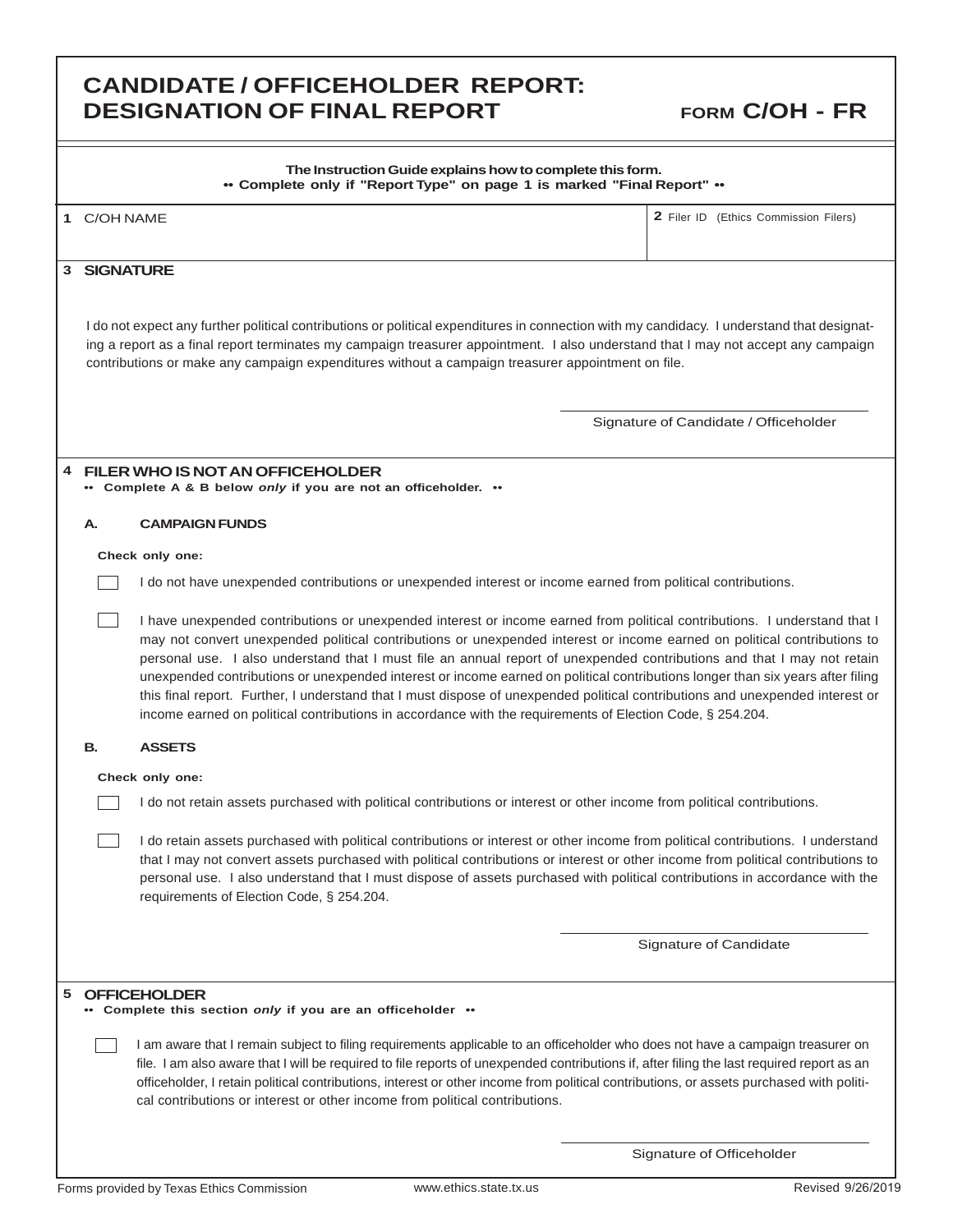# CANDIDATE / OFFICEHOLDER REPORT: DESIGNATION OF FINAL REPORT

**FORM C/OH - FR**

**The Instruction Guide explains how to complete this form.**
**•• Complete only if "Report Type" on page 1 is marked "Final Report" ••**

**1** C/OH NAME

**2** Filer ID (Ethics Commission Filers)

## 3 SIGNATURE

I do not expect any further political contributions or political expenditures in connection with my candidacy. I understand that designating a report as a final report terminates my campaign treasurer appointment. I also understand that I may not accept any campaign contributions or make any campaign expenditures without a campaign treasurer appointment on file.

Signature of Candidate / Officeholder

## 4 FILER WHO IS NOT AN OFFICEHOLDER

**•• Complete A & B below *only* if you are not an officeholder. ••**

### A. CAMPAIGN FUNDS

**Check only one:**

- ☐ I do not have unexpended contributions or unexpended interest or income earned from political contributions.
- ☐ I have unexpended contributions or unexpended interest or income earned from political contributions. I understand that I may not convert unexpended political contributions or unexpended interest or income earned on political contributions to personal use. I also understand that I must file an annual report of unexpended contributions and that I may not retain unexpended contributions or unexpended interest or income earned on political contributions longer than six years after filing this final report. Further, I understand that I must dispose of unexpended political contributions and unexpended interest or income earned on political contributions in accordance with the requirements of Election Code, § 254.204.

### B. ASSETS

**Check only one:**

- ☐ I do not retain assets purchased with political contributions or interest or other income from political contributions.
- ☐ I do retain assets purchased with political contributions or interest or other income from political contributions. I understand that I may not convert assets purchased with political contributions or interest or other income from political contributions to personal use. I also understand that I must dispose of assets purchased with political contributions in accordance with the requirements of Election Code, § 254.204.

Signature of Candidate

## 5 OFFICEHOLDER

**•• Complete this section *only* if you are an officeholder ••**

- ☐ I am aware that I remain subject to filing requirements applicable to an officeholder who does not have a campaign treasurer on file. I am also aware that I will be required to file reports of unexpended contributions if, after filing the last required report as an officeholder, I retain political contributions, interest or other income from political contributions, or assets purchased with political contributions or interest or other income from political contributions.

Signature of Officeholder

Forms provided by Texas Ethics Commission www.ethics.state.tx.us Revised 9/26/2019